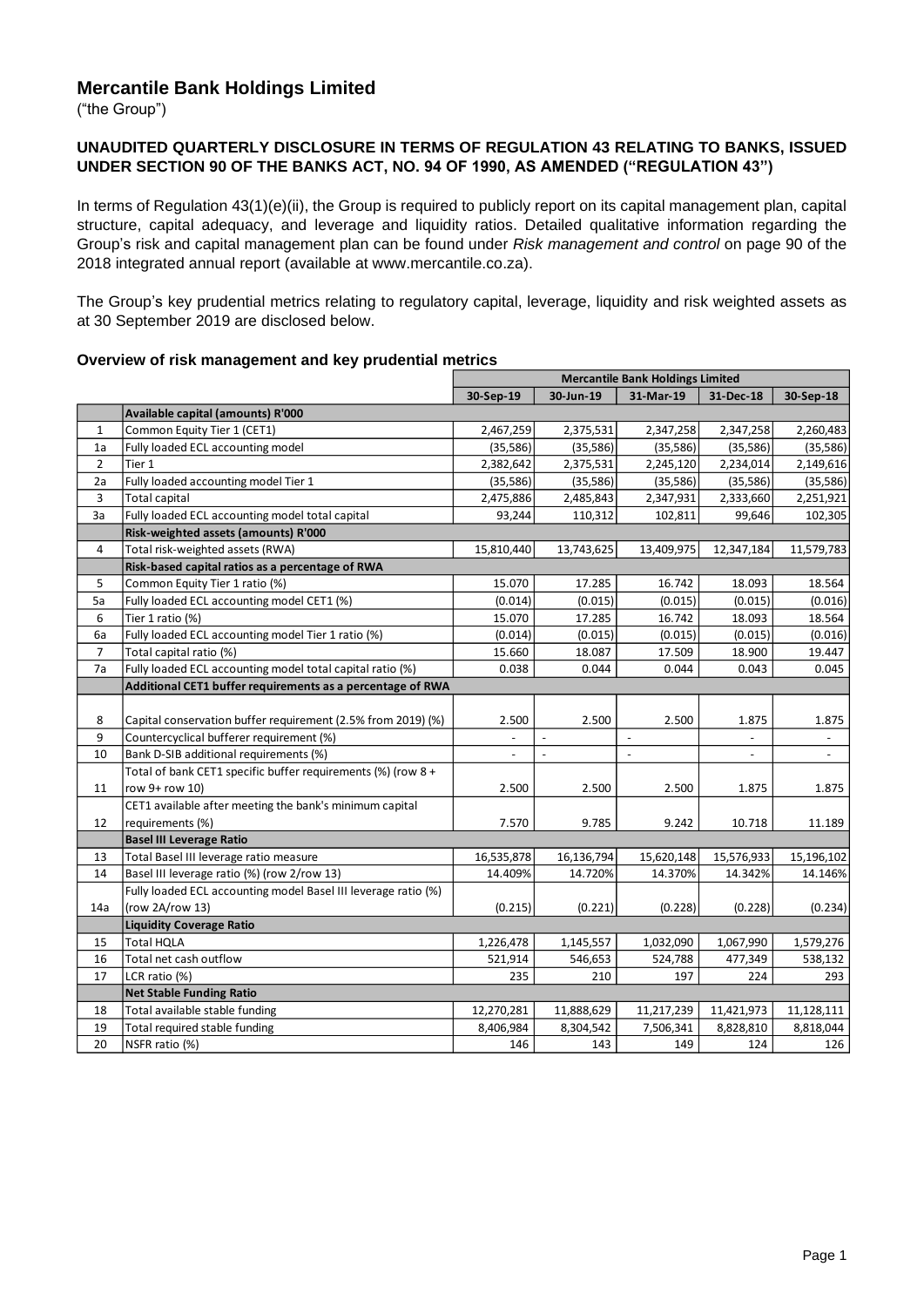# Mercantile Bank Holdings Limited

("the Group")

### UNAUDITED QUARTERLY DISCLOSURE IN TERMS OF REGULATION 43 RELATING TO BANKS, ISSUED UNDER SECTION 90 OF THE BANKS ACT, NO. 94 OF 1990, AS AMENDED ("REGULATION 43")

In terms of Regulation 43(1)(e)(ii), the Group is required to publicly report on its capital management plan, capital structure, capital adequacy, and leverage and liquidity ratios. Detailed qualitative information regarding the Group's risk and capital management plan can be found under *Risk management and control* on page 90 of the 2018 integrated annual report (available at www.mercantile.co.za).

The Group's key prudential metrics relating to regulatory capital, leverage, liquidity and risk weighted assets as at 30 September 2019 are disclosed below.

#### Overview of risk management and key prudential metrics

| | | Mercantile Bank Holdings Limited | | | | |
|---|---|---|---|---|---|---|
| | | 30-Sep-19 | 30-Jun-19 | 31-Mar-19 | 31-Dec-18 | 30-Sep-18 |
| | **Available capital (amounts) R'000** | | | | | |
| 1 | Common Equity Tier 1 (CET1) | 2,467,259 | 2,375,531 | 2,347,258 | 2,347,258 | 2,260,483 |
| 1a | Fully loaded ECL accounting model | (35,586) | (35,586) | (35,586) | (35,586) | (35,586) |
| 2 | Tier 1 | 2,382,642 | 2,375,531 | 2,245,120 | 2,234,014 | 2,149,616 |
| 2a | Fully loaded accounting model Tier 1 | (35,586) | (35,586) | (35,586) | (35,586) | (35,586) |
| 3 | Total capital | 2,475,886 | 2,485,843 | 2,347,931 | 2,333,660 | 2,251,921 |
| 3a | Fully loaded ECL accounting model total capital | 93,244 | 110,312 | 102,811 | 99,646 | 102,305 |
| | **Risk-weighted assets (amounts) R'000** | | | | | |
| 4 | Total risk-weighted assets (RWA) | 15,810,440 | 13,743,625 | 13,409,975 | 12,347,184 | 11,579,783 |
| | **Risk-based capital ratios as a percentage of RWA** | | | | | |
| 5 | Common Equity Tier 1 ratio (%) | 15.070 | 17.285 | 16.742 | 18.093 | 18.564 |
| 5a | Fully loaded ECL accounting model CET1 (%) | (0.014) | (0.015) | (0.015) | (0.015) | (0.016) |
| 6 | Tier 1 ratio (%) | 15.070 | 17.285 | 16.742 | 18.093 | 18.564 |
| 6a | Fully loaded ECL accounting model Tier 1 ratio (%) | (0.014) | (0.015) | (0.015) | (0.015) | (0.016) |
| 7 | Total capital ratio (%) | 15.660 | 18.087 | 17.509 | 18.900 | 19.447 |
| 7a | Fully loaded ECL accounting model total capital ratio (%) | 0.038 | 0.044 | 0.044 | 0.043 | 0.045 |
| | **Additional CET1 buffer requirements as a percentage of RWA** | | | | | |
| 8 | Capital conservation buffer requirement (2.5% from 2019) (%) | 2.500 | 2.500 | 2.500 | 1.875 | 1.875 |
| 9 | Countercyclical bufferer requirement (%) | - | - | - | - | - |
| 10 | Bank D-SIB additional requirements (%) | - | - | - | - | - |
| 11 | Total of bank CET1 specific buffer requirements (%) (row 8 + row 9+ row 10) | 2.500 | 2.500 | 2.500 | 1.875 | 1.875 |
| 12 | CET1 available after meeting the bank's minimum capital requirements (%) | 7.570 | 9.785 | 9.242 | 10.718 | 11.189 |
| | **Basel III Leverage Ratio** | | | | | |
| 13 | Total Basel III leverage ratio measure | 16,535,878 | 16,136,794 | 15,620,148 | 15,576,933 | 15,196,102 |
| 14 | Basel III leverage ratio (%) (row 2/row 13) | 14.409% | 14.720% | 14.370% | 14.342% | 14.146% |
| 14a | Fully loaded ECL accounting model Basel III leverage ratio (%) (row 2A/row 13) | (0.215) | (0.221) | (0.228) | (0.228) | (0.234) |
| | **Liquidity Coverage Ratio** | | | | | |
| 15 | Total HQLA | 1,226,478 | 1,145,557 | 1,032,090 | 1,067,990 | 1,579,276 |
| 16 | Total net cash outflow | 521,914 | 546,653 | 524,788 | 477,349 | 538,132 |
| 17 | LCR ratio (%) | 235 | 210 | 197 | 224 | 293 |
| | **Net Stable Funding Ratio** | | | | | |
| 18 | Total available stable funding | 12,270,281 | 11,888,629 | 11,217,239 | 11,421,973 | 11,128,111 |
| 19 | Total required stable funding | 8,406,984 | 8,304,542 | 7,506,341 | 8,828,810 | 8,818,044 |
| 20 | NSFR ratio (%) | 146 | 143 | 149 | 124 | 126 |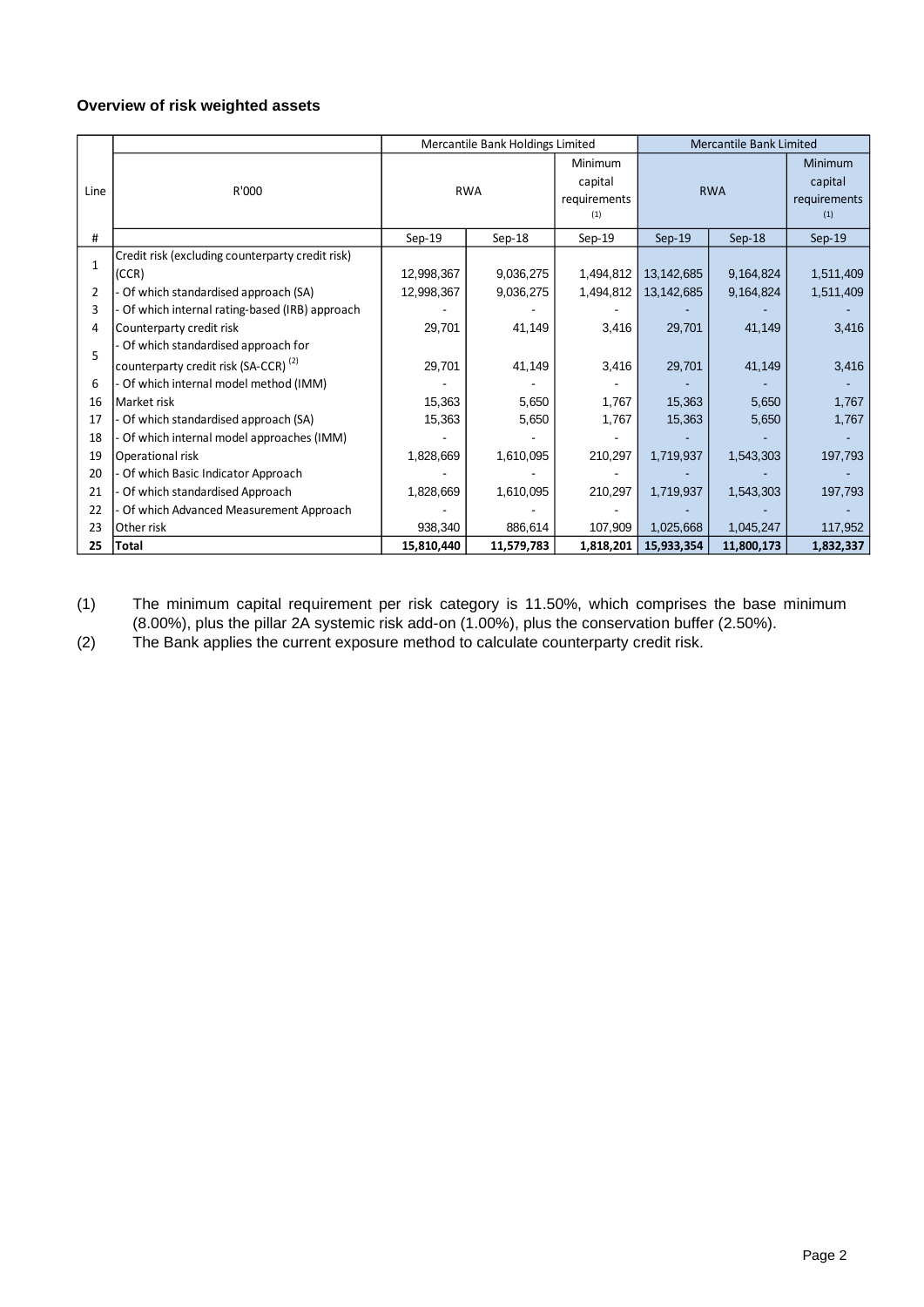### Overview of risk weighted assets

| Line | R'000 | Mercantile Bank Holdings Limited | | | Mercantile Bank Limited | | |
|---|---|---|---|---|---|---|---|
| | | RWA | | Minimum capital requirements (1) | RWA | | Minimum capital requirements (1) |
| # | | Sep-19 | Sep-18 | Sep-19 | Sep-19 | Sep-18 | Sep-19 |
| 1 | Credit risk (excluding counterparty credit risk) (CCR) | 12,998,367 | 9,036,275 | 1,494,812 | 13,142,685 | 9,164,824 | 1,511,409 |
| 2 | - Of which standardised approach (SA) | 12,998,367 | 9,036,275 | 1,494,812 | 13,142,685 | 9,164,824 | 1,511,409 |
| 3 | - Of which internal rating-based (IRB) approach | - | - | - | - | - | - |
| 4 | Counterparty credit risk | 29,701 | 41,149 | 3,416 | 29,701 | 41,149 | 3,416 |
| 5 | - Of which standardised approach for counterparty credit risk (SA-CCR) (2) | 29,701 | 41,149 | 3,416 | 29,701 | 41,149 | 3,416 |
| 6 | - Of which internal model method (IMM) | - | - | - | - | - | - |
| 16 | Market risk | 15,363 | 5,650 | 1,767 | 15,363 | 5,650 | 1,767 |
| 17 | - Of which standardised approach (SA) | 15,363 | 5,650 | 1,767 | 15,363 | 5,650 | 1,767 |
| 18 | - Of which internal model approaches (IMM) | - | - | - | - | - | - |
| 19 | Operational risk | 1,828,669 | 1,610,095 | 210,297 | 1,719,937 | 1,543,303 | 197,793 |
| 20 | - Of which Basic Indicator Approach | - | - | - | - | - | - |
| 21 | - Of which standardised Approach | 1,828,669 | 1,610,095 | 210,297 | 1,719,937 | 1,543,303 | 197,793 |
| 22 | - Of which Advanced Measurement Approach | - | - | - | - | - | - |
| 23 | Other risk | 938,340 | 886,614 | 107,909 | 1,025,668 | 1,045,247 | 117,952 |
| **25** | **Total** | **15,810,440** | **11,579,783** | **1,818,201** | **15,933,354** | **11,800,173** | **1,832,337** |

(1) The minimum capital requirement per risk category is 11.50%, which comprises the base minimum (8.00%), plus the pillar 2A systemic risk add-on (1.00%), plus the conservation buffer (2.50%).

(2) The Bank applies the current exposure method to calculate counterparty credit risk.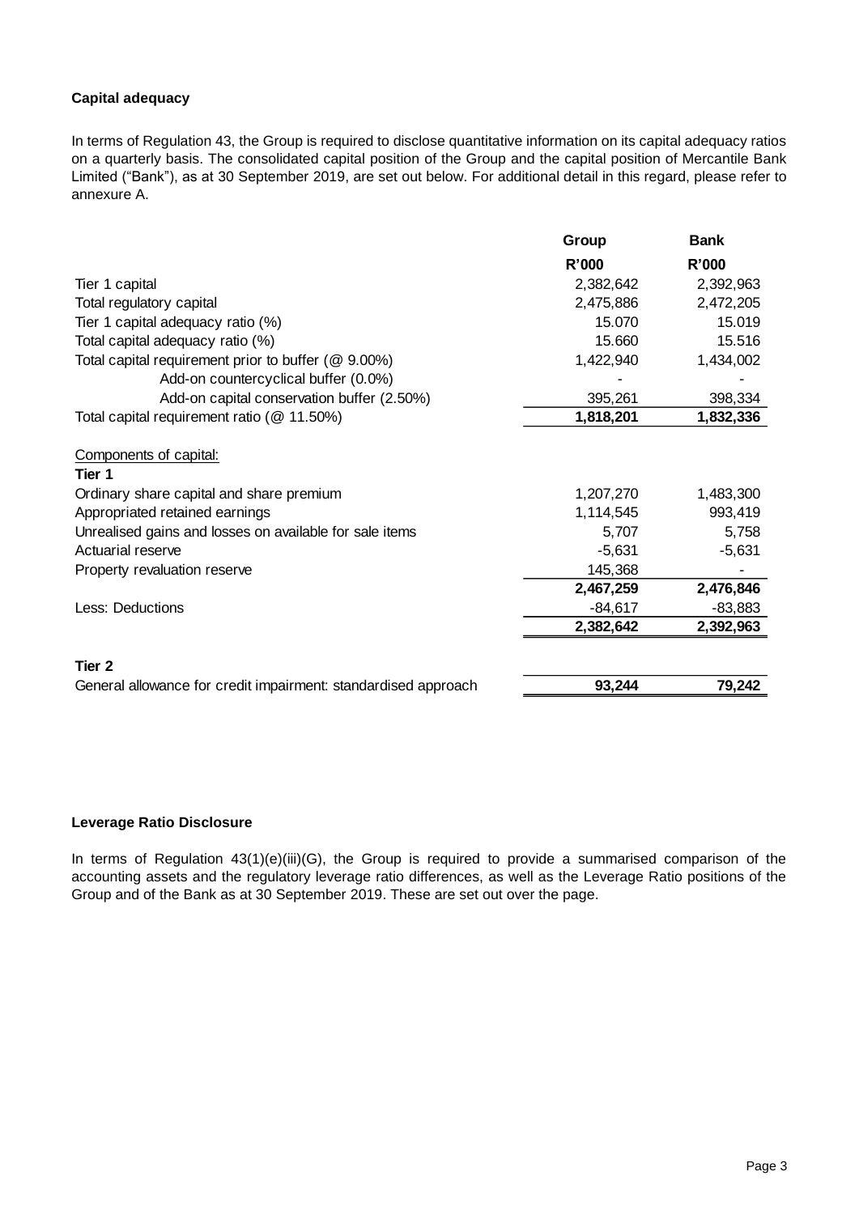### Capital adequacy

In terms of Regulation 43, the Group is required to disclose quantitative information on its capital adequacy ratios on a quarterly basis. The consolidated capital position of the Group and the capital position of Mercantile Bank Limited ("Bank"), as at 30 September 2019, are set out below. For additional detail in this regard, please refer to annexure A.

| | Group | Bank |
|---|---|---|
| | R'000 | R'000 |
| Tier 1 capital | 2,382,642 | 2,392,963 |
| Total regulatory capital | 2,475,886 | 2,472,205 |
| Tier 1 capital adequacy ratio (%) | 15.070 | 15.019 |
| Total capital adequacy ratio (%) | 15.660 | 15.516 |
| Total capital requirement prior to buffer (@ 9.00%) | 1,422,940 | 1,434,002 |
| Add-on countercyclical buffer (0.0%) | - | - |
| Add-on capital conservation buffer (2.50%) | 395,261 | 398,334 |
| Total capital requirement ratio (@ 11.50%) | **1,818,201** | **1,832,336** |
| Components of capital: | | |
| **Tier 1** | | |
| Ordinary share capital and share premium | 1,207,270 | 1,483,300 |
| Appropriated retained earnings | 1,114,545 | 993,419 |
| Unrealised gains and losses on available for sale items | 5,707 | 5,758 |
| Actuarial reserve | -5,631 | -5,631 |
| Property revaluation reserve | 145,368 | - |
| | **2,467,259** | **2,476,846** |
| Less: Deductions | -84,617 | -83,883 |
| | **2,382,642** | **2,392,963** |
| **Tier 2** | | |
| General allowance for credit impairment: standardised approach | **93,244** | **79,242** |

### Leverage Ratio Disclosure

In terms of Regulation 43(1)(e)(iii)(G), the Group is required to provide a summarised comparison of the accounting assets and the regulatory leverage ratio differences, as well as the Leverage Ratio positions of the Group and of the Bank as at 30 September 2019. These are set out over the page.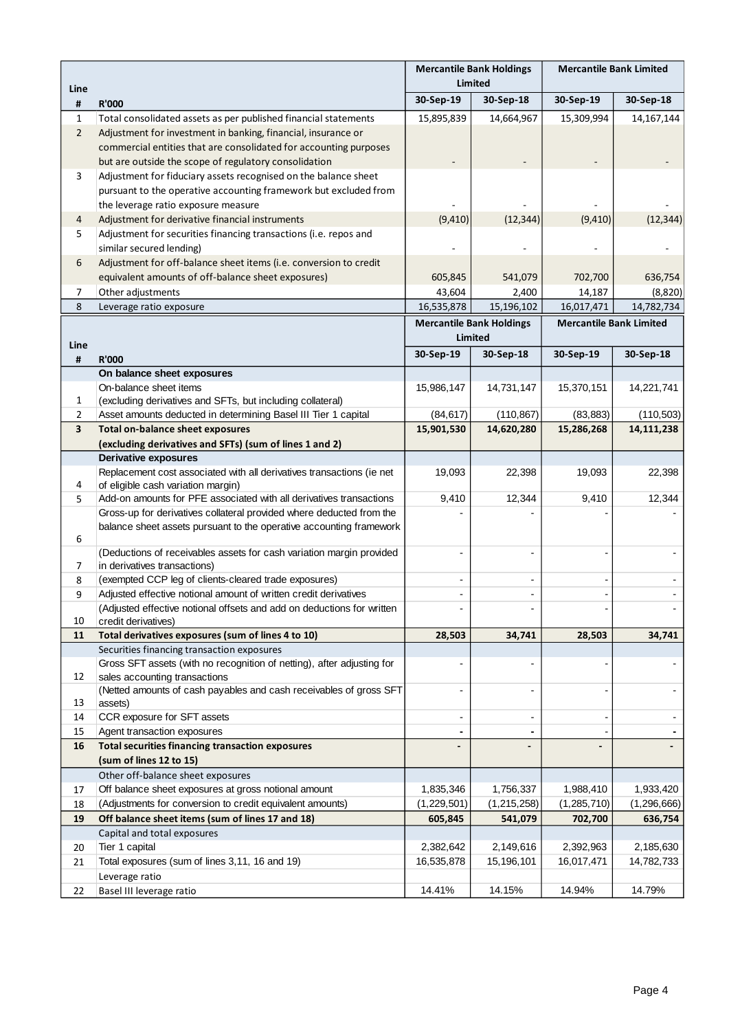| Line # | R'000 | Mercantile Bank Holdings Limited | | Mercantile Bank Limited | |
|---|---|---|---|---|---|
| | | 30-Sep-19 | 30-Sep-18 | 30-Sep-19 | 30-Sep-18 |
| 1 | Total consolidated assets as per published financial statements | 15,895,839 | 14,664,967 | 15,309,994 | 14,167,144 |
| 2 | Adjustment for investment in banking, financial, insurance or commercial entities that are consolidated for accounting purposes but are outside the scope of regulatory consolidation | - | - | - | - |
| 3 | Adjustment for fiduciary assets recognised on the balance sheet pursuant to the operative accounting framework but excluded from the leverage ratio exposure measure | - | - | - | - |
| 4 | Adjustment for derivative financial instruments | (9,410) | (12,344) | (9,410) | (12,344) |
| 5 | Adjustment for securities financing transactions (i.e. repos and similar secured lending) | - | - | - | - |
| 6 | Adjustment for off-balance sheet items (i.e. conversion to credit equivalent amounts of off-balance sheet exposures) | 605,845 | 541,079 | 702,700 | 636,754 |
| 7 | Other adjustments | 43,604 | 2,400 | 14,187 | (8,820) |
| 8 | Leverage ratio exposure | 16,535,878 | 15,196,102 | 16,017,471 | 14,782,734 |

| Line # | R'000 | Mercantile Bank Holdings Limited | | Mercantile Bank Limited | |
|---|---|---|---|---|---|
| | | 30-Sep-19 | 30-Sep-18 | 30-Sep-19 | 30-Sep-18 |
| | **On balance sheet exposures** | | | | |
| 1 | On-balance sheet items (excluding derivatives and SFTs, but including collateral) | 15,986,147 | 14,731,147 | 15,370,151 | 14,221,741 |
| 2 | Asset amounts deducted in determining Basel III Tier 1 capital | (84,617) | (110,867) | (83,883) | (110,503) |
| **3** | **Total on-balance sheet exposures (excluding derivatives and SFTs) (sum of lines 1 and 2)** | **15,901,530** | **14,620,280** | **15,286,268** | **14,111,238** |
| | **Derivative exposures** | | | | |
| 4 | Replacement cost associated with all derivatives transactions (ie net of eligible cash variation margin) | 19,093 | 22,398 | 19,093 | 22,398 |
| 5 | Add-on amounts for PFE associated with all derivatives transactions | 9,410 | 12,344 | 9,410 | 12,344 |
| 6 | Gross-up for derivatives collateral provided where deducted from the balance sheet assets pursuant to the operative accounting framework | - | - | - | - |
| 7 | (Deductions of receivables assets for cash variation margin provided in derivatives transactions) | - | - | - | - |
| 8 | (exempted CCP leg of clients-cleared trade exposures) | - | - | - | - |
| 9 | Adjusted effective notional amount of written credit derivatives | - | - | - | - |
| 10 | (Adjusted effective notional offsets and add on deductions for written credit derivatives) | - | - | - | - |
| **11** | **Total derivatives exposures (sum of lines 4 to 10)** | **28,503** | **34,741** | **28,503** | **34,741** |
| | Securities financing transaction exposures | | | | |
| 12 | Gross SFT assets (with no recognition of netting), after adjusting for sales accounting transactions | - | - | - | - |
| 13 | (Netted amounts of cash payables and cash receivables of gross SFT assets) | - | - | - | - |
| 14 | CCR exposure for SFT assets | - | - | - | - |
| 15 | Agent transaction exposures | - | - | - | - |
| **16** | **Total securities financing transaction exposures (sum of lines 12 to 15)** | **-** | **-** | **-** | **-** |
| | Other off-balance sheet exposures | | | | |
| 17 | Off balance sheet exposures at gross notional amount | 1,835,346 | 1,756,337 | 1,988,410 | 1,933,420 |
| 18 | (Adjustments for conversion to credit equivalent amounts) | (1,229,501) | (1,215,258) | (1,285,710) | (1,296,666) |
| **19** | **Off balance sheet items (sum of lines 17 and 18)** | **605,845** | **541,079** | **702,700** | **636,754** |
| | Capital and total exposures | | | | |
| 20 | Tier 1 capital | 2,382,642 | 2,149,616 | 2,392,963 | 2,185,630 |
| 21 | Total exposures (sum of lines 3,11, 16 and 19) | 16,535,878 | 15,196,101 | 16,017,471 | 14,782,733 |
| | Leverage ratio | | | | |
| 22 | Basel III leverage ratio | 14.41% | 14.15% | 14.94% | 14.79% |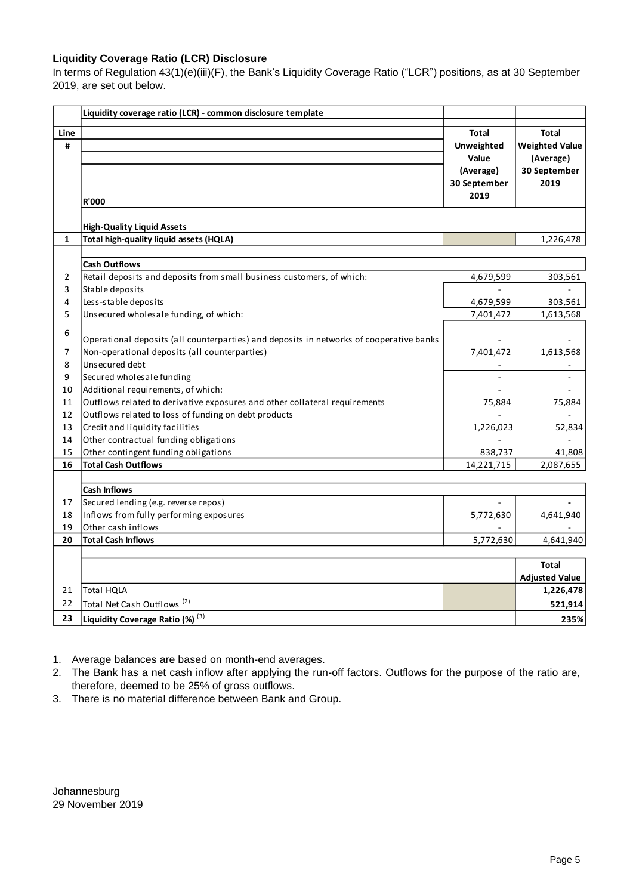**Liquidity Coverage Ratio (LCR) Disclosure**

In terms of Regulation 43(1)(e)(iii)(F), the Bank's Liquidity Coverage Ratio ("LCR") positions, as at 30 September 2019, are set out below.

| Line # | Liquidity coverage ratio (LCR) - common disclosure template<br>R'000 | Total Unweighted Value (Average) 30 September 2019 | Total Weighted Value (Average) 30 September 2019 |
|---|---|---|---|
| | **High-Quality Liquid Assets** | | |
| **1** | **Total high-quality liquid assets (HQLA)** | | 1,226,478 |
| | **Cash Outflows** | | |
| 2 | Retail deposits and deposits from small business customers, of which: | 4,679,599 | 303,561 |
| 3 | Stable deposits | - | - |
| 4 | Less-stable deposits | 4,679,599 | 303,561 |
| 5 | Unsecured wholesale funding, of which: | 7,401,472 | 1,613,568 |
| 6 | Operational deposits (all counterparties) and deposits in networks of cooperative banks | - | - |
| 7 | Non-operational deposits (all counterparties) | 7,401,472 | 1,613,568 |
| 8 | Unsecured debt | - | - |
| 9 | Secured wholesale funding | - | - |
| 10 | Additional requirements, of which: | - | - |
| 11 | Outflows related to derivative exposures and other collateral requirements | 75,884 | 75,884 |
| 12 | Outflows related to loss of funding on debt products | - | - |
| 13 | Credit and liquidity facilities | 1,226,023 | 52,834 |
| 14 | Other contractual funding obligations | - | - |
| 15 | Other contingent funding obligations | 838,737 | 41,808 |
| **16** | **Total Cash Outflows** | 14,221,715 | 2,087,655 |
| | **Cash Inflows** | | |
| 17 | Secured lending (e.g. reverse repos) | - | - |
| 18 | Inflows from fully performing exposures | 5,772,630 | 4,641,940 |
| 19 | Other cash inflows | - | - |
| **20** | **Total Cash Inflows** | 5,772,630 | 4,641,940 |
| | | | **Total Adjusted Value** |
| 21 | Total HQLA | | **1,226,478** |
| 22 | Total Net Cash Outflows [(2)] | | **521,914** |
| **23** | **Liquidity Coverage Ratio (%)** [(3)] | | **235%** |

1. Average balances are based on month-end averages.
2. The Bank has a net cash inflow after applying the run-off factors. Outflows for the purpose of the ratio are, therefore, deemed to be 25% of gross outflows.
3. There is no material difference between Bank and Group.

Johannesburg
29 November 2019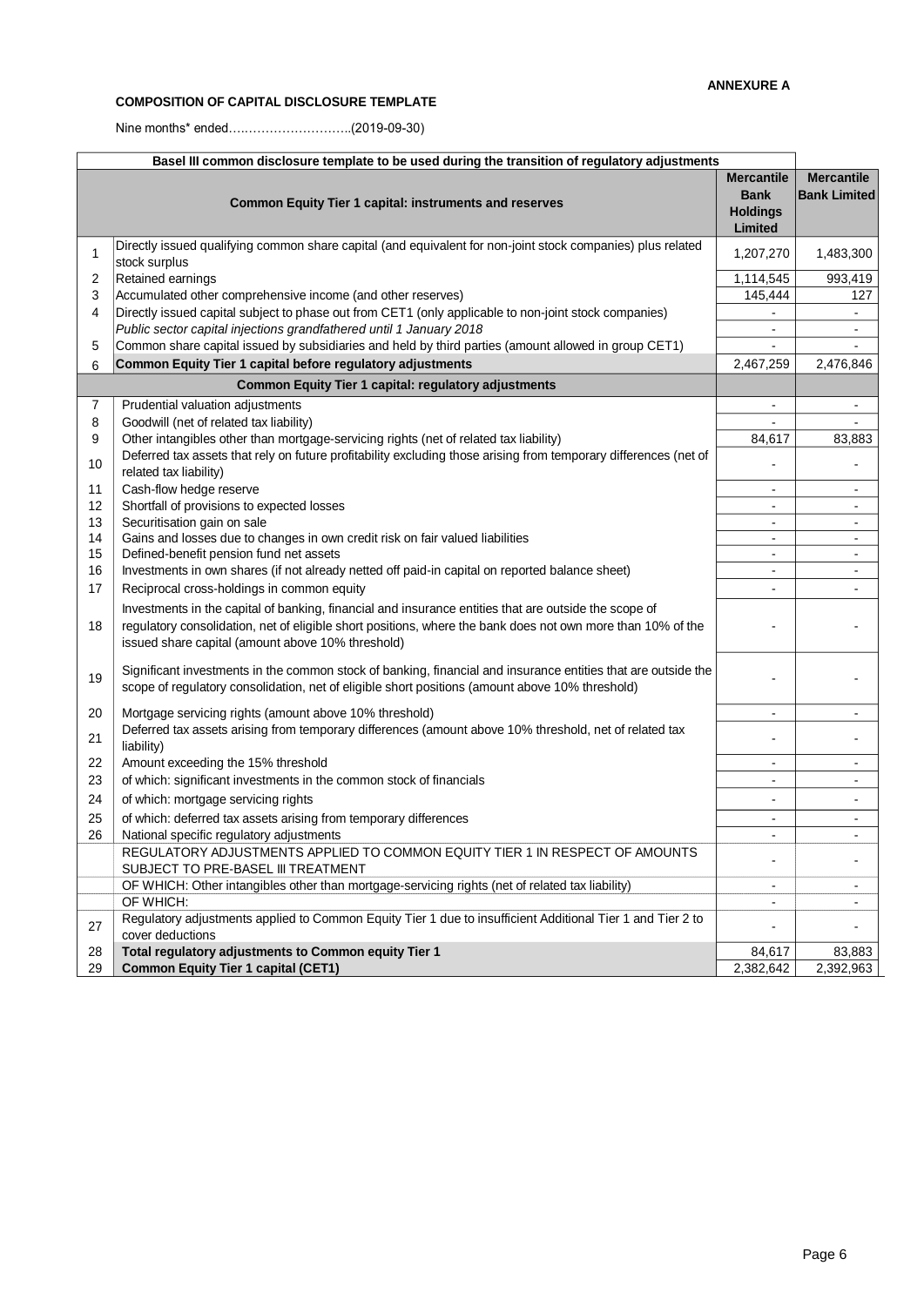**ANNEXURE A**

**COMPOSITION OF CAPITAL DISCLOSURE TEMPLATE**

Nine months* ended…..……………………..(2019-09-30)

| | **Basel III common disclosure template to be used during the transition of regulatory adjustments** | | |
|---|---|---|---|
| | **Common Equity Tier 1 capital: instruments and reserves** | **Mercantile Bank Holdings Limited** | **Mercantile Bank Limited** |
| 1 | Directly issued qualifying common share capital (and equivalent for non-joint stock companies) plus related stock surplus | 1,207,270 | 1,483,300 |
| 2 | Retained earnings | 1,114,545 | 993,419 |
| 3 | Accumulated other comprehensive income (and other reserves) | 145,444 | 127 |
| 4 | Directly issued capital subject to phase out from CET1 (only applicable to non-joint stock companies) | - | - |
| | *Public sector capital injections grandfathered until 1 January 2018* | - | - |
| 5 | Common share capital issued by subsidiaries and held by third parties (amount allowed in group CET1) | - | - |
| 6 | **Common Equity Tier 1 capital before regulatory adjustments** | 2,467,259 | 2,476,846 |
| | **Common Equity Tier 1 capital: regulatory adjustments** | | |
| 7 | Prudential valuation adjustments | - | - |
| 8 | Goodwill (net of related tax liability) | - | - |
| 9 | Other intangibles other than mortgage-servicing rights (net of related tax liability) | 84,617 | 83,883 |
| 10 | Deferred tax assets that rely on future profitability excluding those arising from temporary differences (net of related tax liability) | - | - |
| 11 | Cash-flow hedge reserve | - | - |
| 12 | Shortfall of provisions to expected losses | - | - |
| 13 | Securitisation gain on sale | - | - |
| 14 | Gains and losses due to changes in own credit risk on fair valued liabilities | - | - |
| 15 | Defined-benefit pension fund net assets | - | - |
| 16 | Investments in own shares (if not already netted off paid-in capital on reported balance sheet) | - | - |
| 17 | Reciprocal cross-holdings in common equity | - | - |
| 18 | Investments in the capital of banking, financial and insurance entities that are outside the scope of regulatory consolidation, net of eligible short positions, where the bank does not own more than 10% of the issued share capital (amount above 10% threshold) | - | - |
| 19 | Significant investments in the common stock of banking, financial and insurance entities that are outside the scope of regulatory consolidation, net of eligible short positions (amount above 10% threshold) | - | - |
| 20 | Mortgage servicing rights (amount above 10% threshold) | - | - |
| 21 | Deferred tax assets arising from temporary differences (amount above 10% threshold, net of related tax liability) | - | - |
| 22 | Amount exceeding the 15% threshold | - | - |
| 23 | of which: significant investments in the common stock of financials | - | - |
| 24 | of which: mortgage servicing rights | - | - |
| 25 | of which: deferred tax assets arising from temporary differences | - | - |
| 26 | National specific regulatory adjustments | - | - |
| | REGULATORY ADJUSTMENTS APPLIED TO COMMON EQUITY TIER 1 IN RESPECT OF AMOUNTS SUBJECT TO PRE-BASEL III TREATMENT | - | - |
| | OF WHICH: Other intangibles other than mortgage-servicing rights (net of related tax liability) | - | - |
| | OF WHICH: | - | - |
| 27 | Regulatory adjustments applied to Common Equity Tier 1 due to insufficient Additional Tier 1 and Tier 2 to cover deductions | - | - |
| 28 | **Total regulatory adjustments to Common equity Tier 1** | 84,617 | 83,883 |
| 29 | **Common Equity Tier 1 capital (CET1)** | 2,382,642 | 2,392,963 |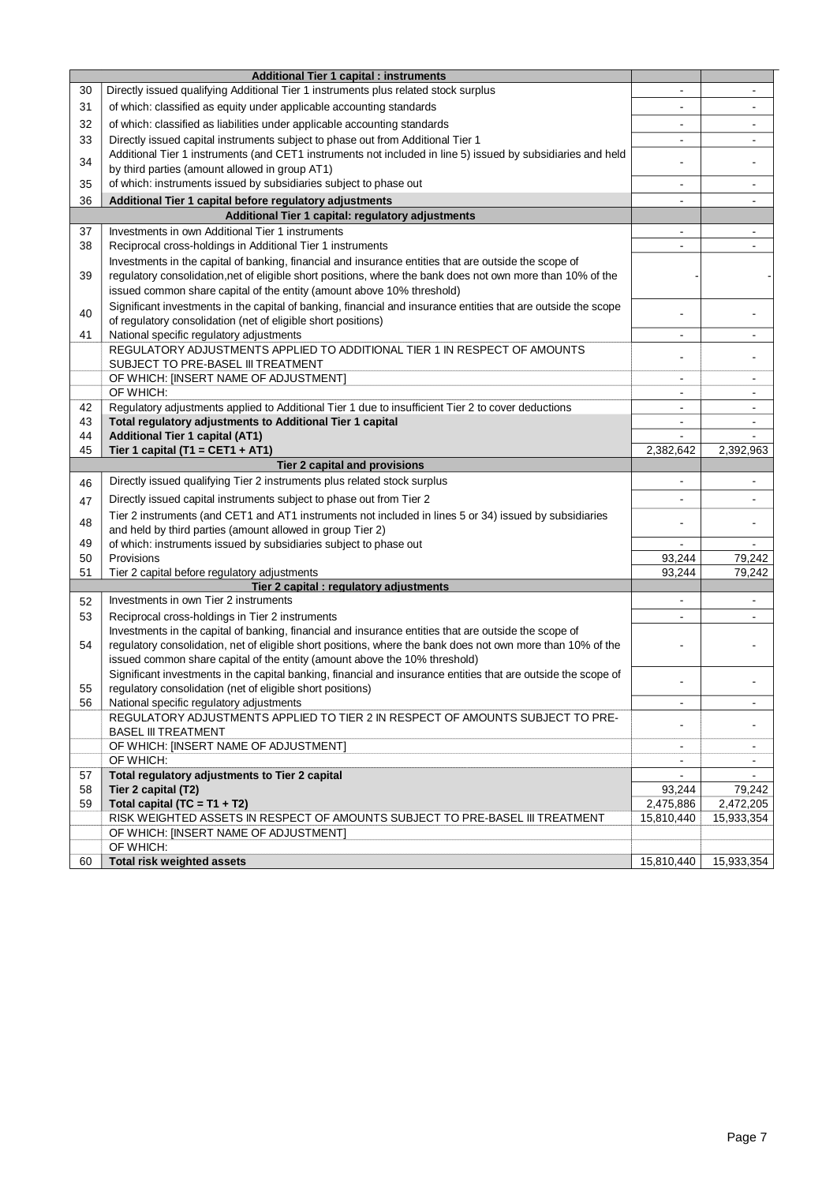| | Additional Tier 1 capital : instruments | | |
|---|---|---|---|
| 30 | Directly issued qualifying Additional Tier 1 instruments plus related stock surplus | - | - |
| 31 | of which: classified as equity under applicable accounting standards | - | - |
| 32 | of which: classified as liabilities under applicable accounting standards | - | - |
| 33 | Directly issued capital instruments subject to phase out from Additional Tier 1 | - | - |
| 34 | Additional Tier 1 instruments (and CET1 instruments not included in line 5) issued by subsidiaries and held by third parties (amount allowed in group AT1) | - | - |
| 35 | of which: instruments issued by subsidiaries subject to phase out | - | - |
| 36 | **Additional Tier 1 capital before regulatory adjustments** | - | - |
| | **Additional Tier 1 capital: regulatory adjustments** | | |
| 37 | Investments in own Additional Tier 1 instruments | - | - |
| 38 | Reciprocal cross-holdings in Additional Tier 1 instruments | - | - |
| 39 | Investments in the capital of banking, financial and insurance entities that are outside the scope of regulatory consolidation,net of eligible short positions, where the bank does not own more than 10% of the issued common share capital of the entity (amount above 10% threshold) | - | - |
| 40 | Significant investments in the capital of banking, financial and insurance entities that are outside the scope of regulatory consolidation (net of eligible short positions) | - | - |
| 41 | National specific regulatory adjustments | - | - |
| | REGULATORY ADJUSTMENTS APPLIED TO ADDITIONAL TIER 1 IN RESPECT OF AMOUNTS SUBJECT TO PRE-BASEL III TREATMENT | - | - |
| | OF WHICH: [INSERT NAME OF ADJUSTMENT] | - | - |
| | OF WHICH: | - | - |
| 42 | Regulatory adjustments applied to Additional Tier 1 due to insufficient Tier 2 to cover deductions | - | - |
| 43 | **Total regulatory adjustments to Additional Tier 1 capital** | - | - |
| 44 | **Additional Tier 1 capital (AT1)** | - | - |
| 45 | **Tier 1 capital (T1 = CET1 + AT1)** | 2,382,642 | 2,392,963 |
| | **Tier 2 capital and provisions** | | |
| 46 | Directly issued qualifying Tier 2 instruments plus related stock surplus | - | - |
| 47 | Directly issued capital instruments subject to phase out from Tier 2 | - | - |
| 48 | Tier 2 instruments (and CET1 and AT1 instruments not included in lines 5 or 34) issued by subsidiaries and held by third parties (amount allowed in group Tier 2) | - | - |
| 49 | of which: instruments issued by subsidiaries subject to phase out | - | - |
| 50 | Provisions | 93,244 | 79,242 |
| 51 | Tier 2 capital before regulatory adjustments | 93,244 | 79,242 |
| | **Tier 2 capital : regulatory adjustments** | | |
| 52 | Investments in own Tier 2 instruments | - | - |
| 53 | Reciprocal cross-holdings in Tier 2 instruments | - | - |
| 54 | Investments in the capital of banking, financial and insurance entities that are outside the scope of regulatory consolidation, net of eligible short positions, where the bank does not own more than 10% of the issued common share capital of the entity (amount above the 10% threshold) | - | - |
| 55 | Significant investments in the capital banking, financial and insurance entities that are outside the scope of regulatory consolidation (net of eligible short positions) | - | - |
| 56 | National specific regulatory adjustments | - | - |
| | REGULATORY ADJUSTMENTS APPLIED TO TIER 2 IN RESPECT OF AMOUNTS SUBJECT TO PRE-BASEL III TREATMENT | - | - |
| | OF WHICH: [INSERT NAME OF ADJUSTMENT] | - | - |
| | OF WHICH: | - | - |
| 57 | **Total regulatory adjustments to Tier 2 capital** | - | - |
| 58 | **Tier 2 capital (T2)** | 93,244 | 79,242 |
| 59 | **Total capital (TC = T1 + T2)** | 2,475,886 | 2,472,205 |
| | RISK WEIGHTED ASSETS IN RESPECT OF AMOUNTS SUBJECT TO PRE-BASEL III TREATMENT | 15,810,440 | 15,933,354 |
| | OF WHICH: [INSERT NAME OF ADJUSTMENT] | | |
| | OF WHICH: | | |
| 60 | **Total risk weighted assets** | 15,810,440 | 15,933,354 |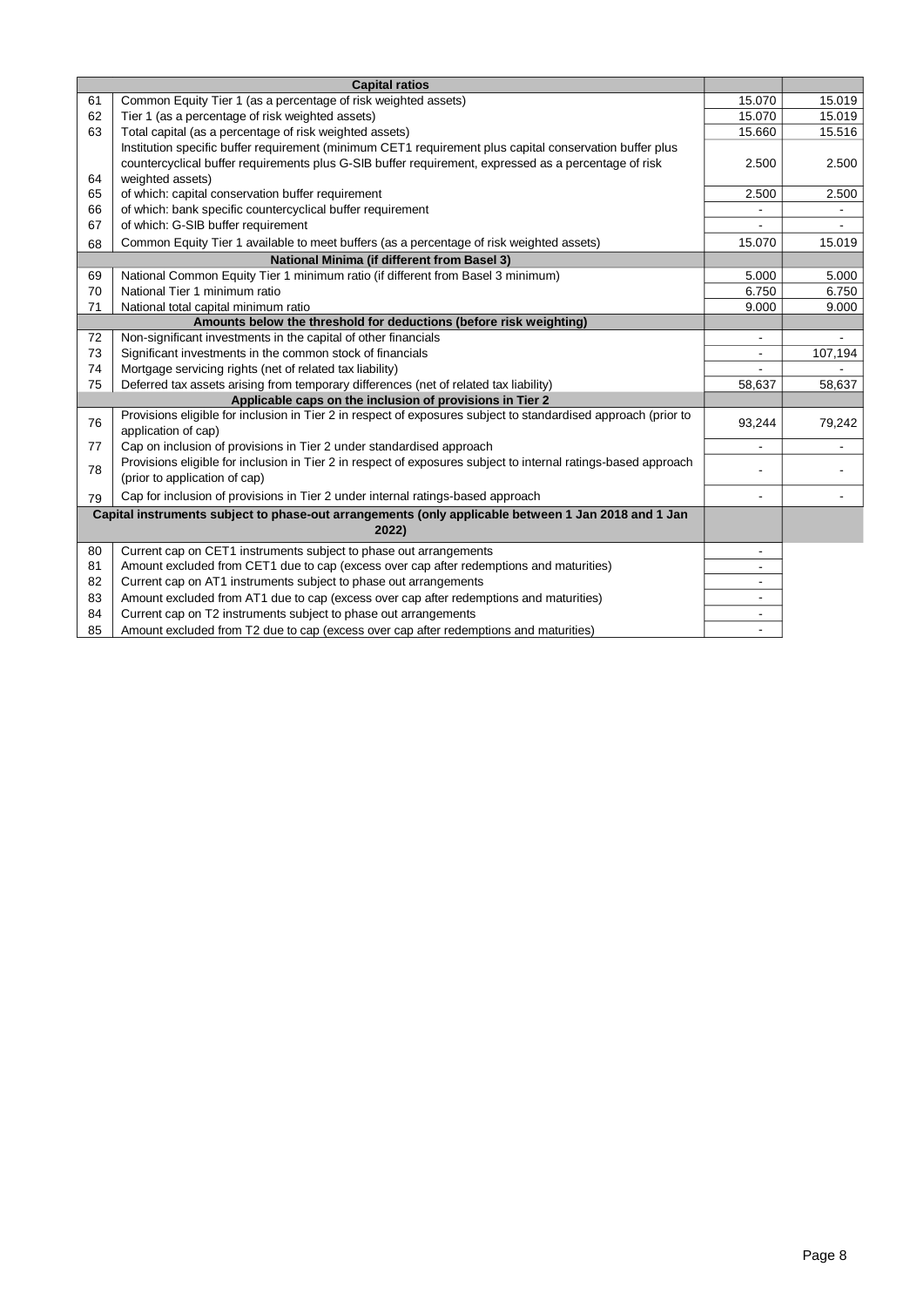| | | | |
|---|---|---|---|
| | **Capital ratios** | | |
| 61 | Common Equity Tier 1 (as a percentage of risk weighted assets) | 15.070 | 15.019 |
| 62 | Tier 1 (as a percentage of risk weighted assets) | 15.070 | 15.019 |
| 63 | Total capital (as a percentage of risk weighted assets) | 15.660 | 15.516 |
| 64 | Institution specific buffer requirement (minimum CET1 requirement plus capital conservation buffer plus countercyclical buffer requirements plus G-SIB buffer requirement, expressed as a percentage of risk weighted assets) | 2.500 | 2.500 |
| 65 | of which: capital conservation buffer requirement | 2.500 | 2.500 |
| 66 | of which: bank specific countercyclical buffer requirement | - | - |
| 67 | of which: G-SIB buffer requirement | - | - |
| 68 | Common Equity Tier 1 available to meet buffers (as a percentage of risk weighted assets) | 15.070 | 15.019 |
| | **National Minima (if different from Basel 3)** | | |
| 69 | National Common Equity Tier 1 minimum ratio (if different from Basel 3 minimum) | 5.000 | 5.000 |
| 70 | National Tier 1 minimum ratio | 6.750 | 6.750 |
| 71 | National total capital minimum ratio | 9.000 | 9.000 |
| | **Amounts below the threshold for deductions (before risk weighting)** | | |
| 72 | Non-significant investments in the capital of other financials | - | - |
| 73 | Significant investments in the common stock of financials | - | 107,194 |
| 74 | Mortgage servicing rights (net of related tax liability) | - | - |
| 75 | Deferred tax assets arising from temporary differences (net of related tax liability) | 58,637 | 58,637 |
| | **Applicable caps on the inclusion of provisions in Tier 2** | | |
| 76 | Provisions eligible for inclusion in Tier 2 in respect of exposures subject to standardised approach (prior to application of cap) | 93,244 | 79,242 |
| 77 | Cap on inclusion of provisions in Tier 2 under standardised approach | - | - |
| 78 | Provisions eligible for inclusion in Tier 2 in respect of exposures subject to internal ratings-based approach (prior to application of cap) | - | - |
| 79 | Cap for inclusion of provisions in Tier 2 under internal ratings-based approach | - | - |
| | **Capital instruments subject to phase-out arrangements (only applicable between 1 Jan 2018 and 1 Jan 2022)** | | |
| 80 | Current cap on CET1 instruments subject to phase out arrangements | - | |
| 81 | Amount excluded from CET1 due to cap (excess over cap after redemptions and maturities) | - | |
| 82 | Current cap on AT1 instruments subject to phase out arrangements | - | |
| 83 | Amount excluded from AT1 due to cap (excess over cap after redemptions and maturities) | - | |
| 84 | Current cap on T2 instruments subject to phase out arrangements | - | |
| 85 | Amount excluded from T2 due to cap (excess over cap after redemptions and maturities) | - | |